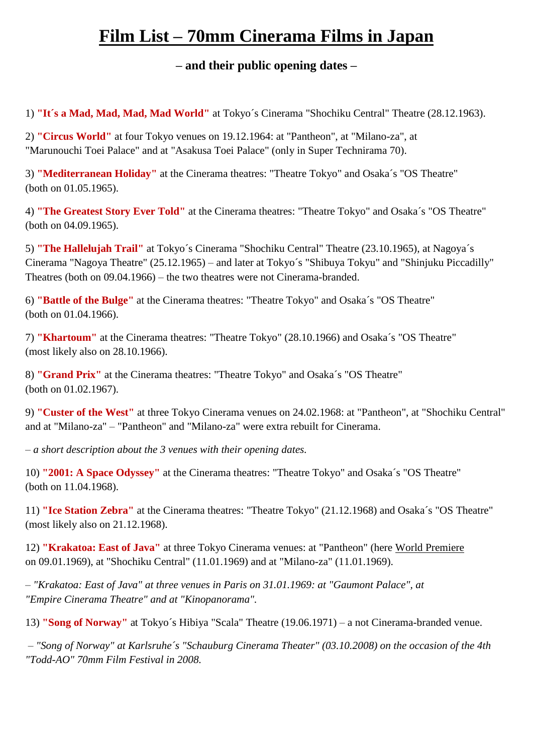# Film List – 70mm Cinerama Films in Japan

### – and their public opening dates –

1) **"It´s a Mad, Mad, Mad, Mad World"** at Tokyo´s Cinerama "Shochiku Central" Theatre (28.12.1963).

2) **"Circus World"** at four Tokyo venues on 19.12.1964: at "Pantheon", at "Milano-za", at "Marunouchi Toei Palace" and at "Asakusa Toei Palace" (only in Super Technirama 70).

3) **"Mediterranean Holiday"** at the Cinerama theatres: "Theatre Tokyo" and Osaka´s "OS Theatre" (both on 01.05.1965).

4) **"The Greatest Story Ever Told"** at the Cinerama theatres: "Theatre Tokyo" and Osaka´s "OS Theatre" (both on 04.09.1965).

5) **"The Hallelujah Trail"** at Tokyo´s Cinerama "Shochiku Central" Theatre (23.10.1965), at Nagoya´s Cinerama "Nagoya Theatre" (25.12.1965) – and later at Tokyo´s "Shibuya Tokyu" and "Shinjuku Piccadilly" Theatres (both on 09.04.1966) – the two theatres were not Cinerama-branded.

6) **"Battle of the Bulge"** at the Cinerama theatres: "Theatre Tokyo" and Osaka´s "OS Theatre" (both on 01.04.1966).

7) **"Khartoum"** at the Cinerama theatres: "Theatre Tokyo" (28.10.1966) and Osaka´s "OS Theatre" (most likely also on 28.10.1966).

8) **"Grand Prix"** at the Cinerama theatres: "Theatre Tokyo" and Osaka´s "OS Theatre" (both on 01.02.1967).

9) **"Custer of the West"** at three Tokyo Cinerama venues on 24.02.1968: at "Pantheon", at "Shochiku Central" and at "Milano-za" – "Pantheon" and "Milano-za" were extra rebuilt for Cinerama.

– *a short description about the 3 venues with their opening dates.*

10) **"2001: A Space Odyssey"** at the Cinerama theatres: "Theatre Tokyo" and Osaka´s "OS Theatre" (both on 11.04.1968).

11) **"Ice Station Zebra"** at the Cinerama theatres: "Theatre Tokyo" (21.12.1968) and Osaka´s "OS Theatre" (most likely also on 21.12.1968).

12) **"Krakatoa: East of Java"** at three Tokyo Cinerama venues: at "Pantheon" (here World Premiere on 09.01.1969), at "Shochiku Central" (11.01.1969) and at "Milano-za" (11.01.1969).

– *"Krakatoa: East of Java" at three venues in Paris on 31.01.1969: at "Gaumont Palace", at "Empire Cinerama Theatre" and at "Kinopanorama".*

13) **"Song of Norway"** at Tokyo´s Hibiya "Scala" Theatre (19.06.1971) – a not Cinerama-branded venue.

– *"Song of Norway" at Karlsruhe´s "Schauburg Cinerama Theater" (03.10.2008) on the occasion of the 4th "Todd-AO" 70mm Film Festival in 2008.*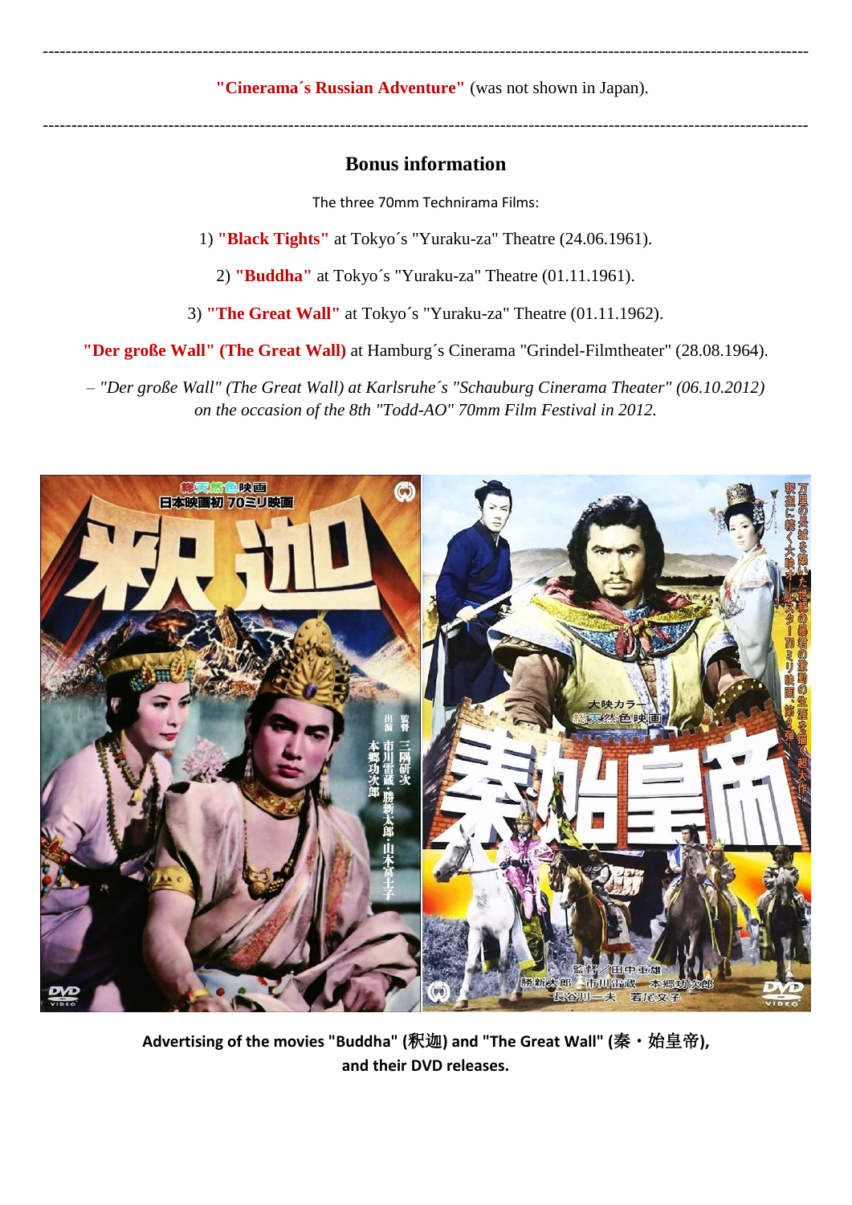---

**"Cinerama´s Russian Adventure"** (was not shown in Japan).

---

## Bonus information

The three 70mm Technirama Films:

1) **"Black Tights"** at Tokyo´s "Yuraku-za" Theatre (24.06.1961).

2) **"Buddha"** at Tokyo´s "Yuraku-za" Theatre (01.11.1961).

3) **"The Great Wall"** at Tokyo´s "Yuraku-za" Theatre (01.11.1962).

**"Der große Wall" (The Great Wall)** at Hamburg´s Cinerama "Grindel-Filmtheater" (28.08.1964).

*– "Der große Wall" (The Great Wall) at Karlsruhe´s "Schauburg Cinerama Theater" (06.10.2012) on the occasion of the 8th "Todd-AO" 70mm Film Festival in 2012.*

**Advertising of the movies "Buddha" (釈迦) and "The Great Wall" (秦・始皇帝), and their DVD releases.**